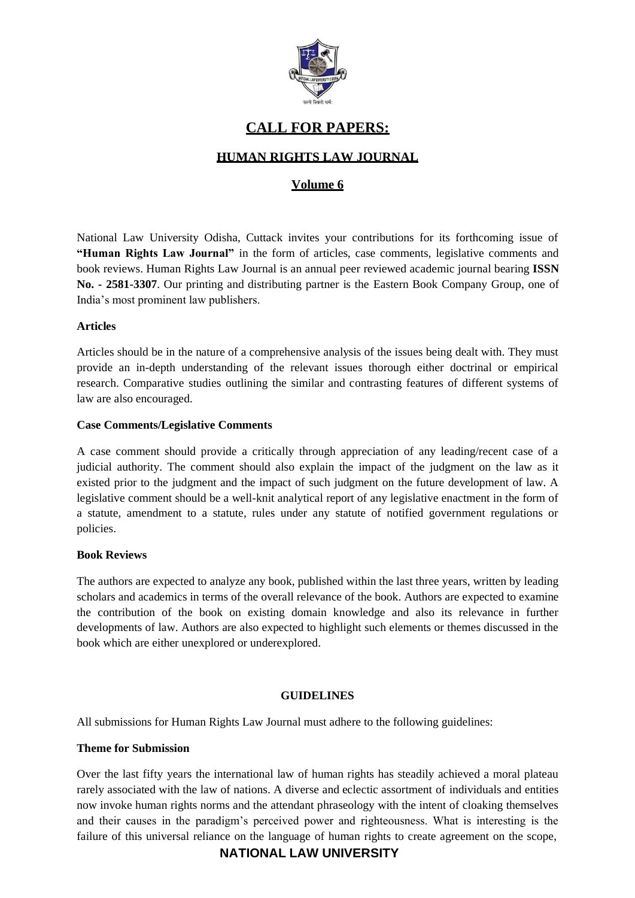# CALL FOR PAPERS:

## HUMAN RIGHTS LAW JOURNAL

### Volume 6

National Law University Odisha, Cuttack invites your contributions for its forthcoming issue of **"Human Rights Law Journal"** in the form of articles, case comments, legislative comments and book reviews. Human Rights Law Journal is an annual peer reviewed academic journal bearing **ISSN No. - 2581-3307**. Our printing and distributing partner is the Eastern Book Company Group, one of India's most prominent law publishers.

**Articles**

Articles should be in the nature of a comprehensive analysis of the issues being dealt with. They must provide an in-depth understanding of the relevant issues thorough either doctrinal or empirical research. Comparative studies outlining the similar and contrasting features of different systems of law are also encouraged.

**Case Comments/Legislative Comments**

A case comment should provide a critically through appreciation of any leading/recent case of a judicial authority. The comment should also explain the impact of the judgment on the law as it existed prior to the judgment and the impact of such judgment on the future development of law. A legislative comment should be a well-knit analytical report of any legislative enactment in the form of a statute, amendment to a statute, rules under any statute of notified government regulations or policies.

**Book Reviews**

The authors are expected to analyze any book, published within the last three years, written by leading scholars and academics in terms of the overall relevance of the book. Authors are expected to examine the contribution of the book on existing domain knowledge and also its relevance in further developments of law. Authors are also expected to highlight such elements or themes discussed in the book which are either unexplored or underexplored.

**GUIDELINES**

All submissions for Human Rights Law Journal must adhere to the following guidelines:

**Theme for Submission**

Over the last fifty years the international law of human rights has steadily achieved a moral plateau rarely associated with the law of nations. A diverse and eclectic assortment of individuals and entities now invoke human rights norms and the attendant phraseology with the intent of cloaking themselves and their causes in the paradigm's perceived power and righteousness. What is interesting is the failure of this universal reliance on the language of human rights to create agreement on the scope,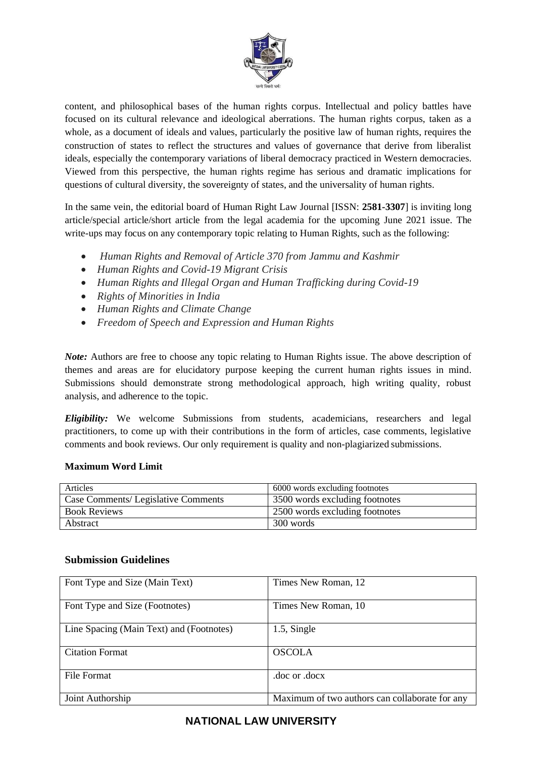content, and philosophical bases of the human rights corpus. Intellectual and policy battles have focused on its cultural relevance and ideological aberrations. The human rights corpus, taken as a whole, as a document of ideals and values, particularly the positive law of human rights, requires the construction of states to reflect the structures and values of governance that derive from liberalist ideals, especially the contemporary variations of liberal democracy practiced in Western democracies. Viewed from this perspective, the human rights regime has serious and dramatic implications for questions of cultural diversity, the sovereignty of states, and the universality of human rights.

In the same vein, the editorial board of Human Right Law Journal [ISSN: **2581-3307**] is inviting long article/special article/short article from the legal academia for the upcoming June 2021 issue. The write-ups may focus on any contemporary topic relating to Human Rights, such as the following:

- *Human Rights and Removal of Article 370 from Jammu and Kashmir*
- *Human Rights and Covid-19 Migrant Crisis*
- *Human Rights and Illegal Organ and Human Trafficking during Covid-19*
- *Rights of Minorities in India*
- *Human Rights and Climate Change*
- *Freedom of Speech and Expression and Human Rights*

***Note:*** Authors are free to choose any topic relating to Human Rights issue. The above description of themes and areas are for elucidatory purpose keeping the current human rights issues in mind. Submissions should demonstrate strong methodological approach, high writing quality, robust analysis, and adherence to the topic.

***Eligibility:*** We welcome Submissions from students, academicians, researchers and legal practitioners, to come up with their contributions in the form of articles, case comments, legislative comments and book reviews. Our only requirement is quality and non-plagiarized submissions.

**Maximum Word Limit**

| Articles | 6000 words excluding footnotes |
|---|---|
| Case Comments/ Legislative Comments | 3500 words excluding footnotes |
| Book Reviews | 2500 words excluding footnotes |
| Abstract | 300 words |

## Submission Guidelines

| Font Type and Size (Main Text) | Times New Roman, 12 |
|---|---|
| Font Type and Size (Footnotes) | Times New Roman, 10 |
| Line Spacing (Main Text) and (Footnotes) | 1.5, Single |
| Citation Format | OSCOLA |
| File Format | .doc or .docx |
| Joint Authorship | Maximum of two authors can collaborate for any |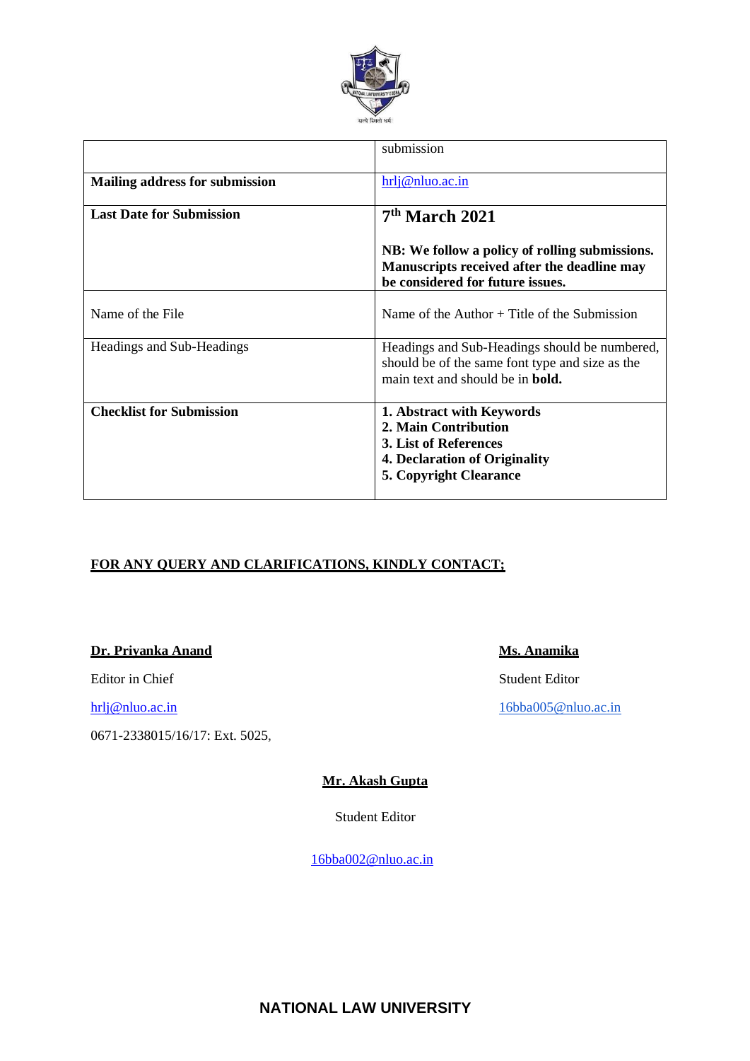| | |
|---|---|
| | submission |
| **Mailing address for submission** | hrlj@nluo.ac.in |
| **Last Date for Submission** | **7th March 2021**<br><br>**NB: We follow a policy of rolling submissions. Manuscripts received after the deadline may be considered for future issues.** |
| Name of the File | Name of the Author + Title of the Submission |
| Headings and Sub-Headings | Headings and Sub-Headings should be numbered, should be of the same font type and size as the main text and should be in **bold.** |
| **Checklist for Submission** | **1. Abstract with Keywords**<br>**2. Main Contribution**<br>**3. List of References**<br>**4. Declaration of Originality**<br>**5. Copyright Clearance** |

**FOR ANY QUERY AND CLARIFICATIONS, KINDLY CONTACT;**

**Dr. Priyanka Anand**

Editor in Chief

hrlj@nluo.ac.in

0671-2338015/16/17: Ext. 5025,

**Ms. Anamika**

Student Editor

16bba005@nluo.ac.in

**Mr. Akash Gupta**

Student Editor

16bba002@nluo.ac.in

**NATIONAL LAW UNIVERSITY**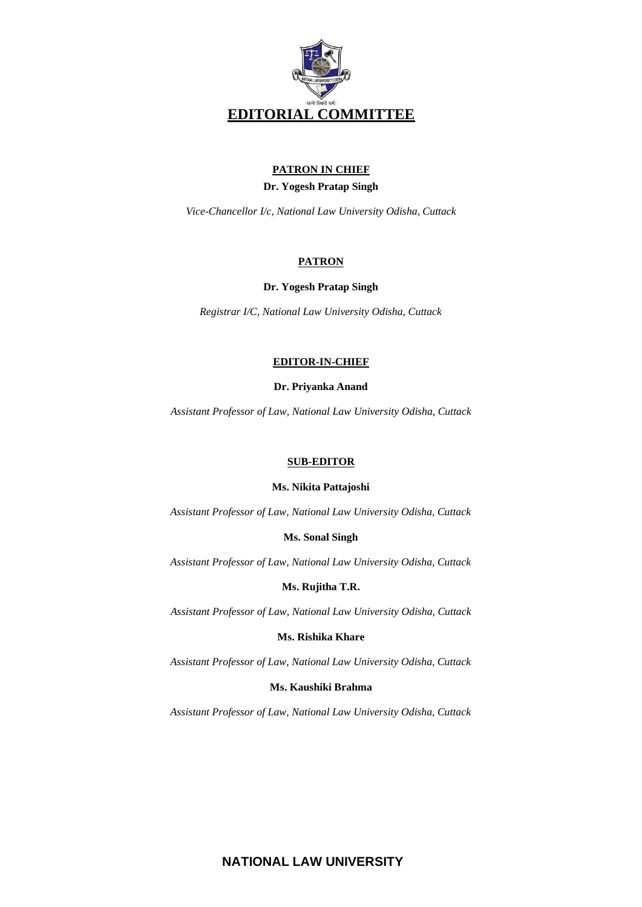# EDITORIAL COMMITTEE

## PATRON IN CHIEF

**Dr. Yogesh Pratap Singh**

*Vice-Chancellor I/c, National Law University Odisha, Cuttack*

## PATRON

**Dr. Yogesh Pratap Singh**

*Registrar I/C, National Law University Odisha, Cuttack*

## EDITOR-IN-CHIEF

**Dr. Priyanka Anand**

*Assistant Professor of Law, National Law University Odisha, Cuttack*

## SUB-EDITOR

**Ms. Nikita Pattajoshi**

*Assistant Professor of Law, National Law University Odisha, Cuttack*

**Ms. Sonal Singh**

*Assistant Professor of Law, National Law University Odisha, Cuttack*

**Ms. Rujitha T.R.**

*Assistant Professor of Law, National Law University Odisha, Cuttack*

**Ms. Rishika Khare**

*Assistant Professor of Law, National Law University Odisha, Cuttack*

**Ms. Kaushiki Brahma**

*Assistant Professor of Law, National Law University Odisha, Cuttack*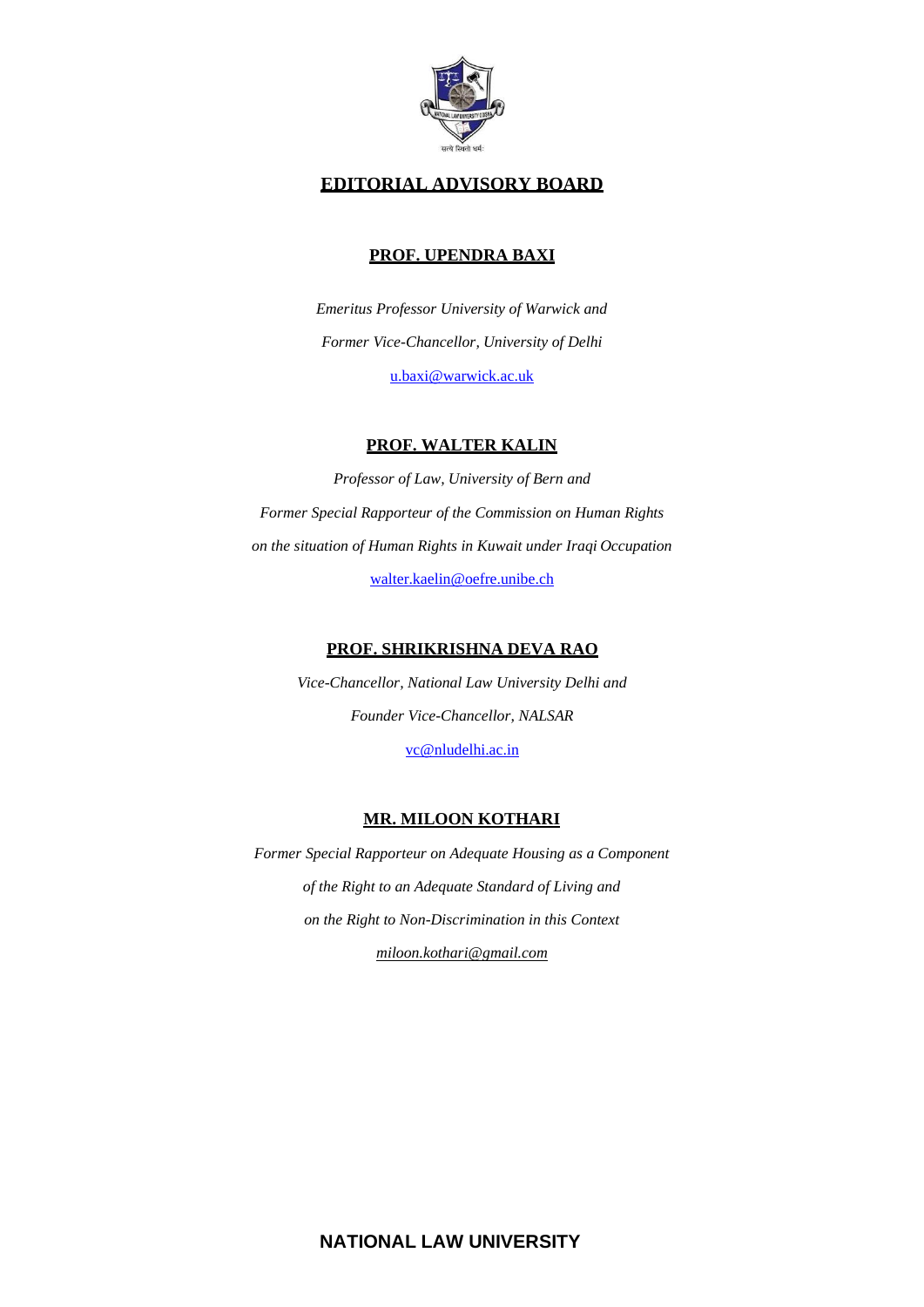## EDITORIAL ADVISORY BOARD

### PROF. UPENDRA BAXI

*Emeritus Professor University of Warwick and*

*Former Vice-Chancellor, University of Delhi*

u.baxi@warwick.ac.uk

### PROF. WALTER KALIN

*Professor of Law, University of Bern and*

*Former Special Rapporteur of the Commission on Human Rights*

*on the situation of Human Rights in Kuwait under Iraqi Occupation*

walter.kaelin@oefre.unibe.ch

### PROF. SHRIKRISHNA DEVA RAO

*Vice-Chancellor, National Law University Delhi and*

*Founder Vice-Chancellor, NALSAR*

vc@nludelhi.ac.in

### MR. MILOON KOTHARI

*Former Special Rapporteur on Adequate Housing as a Component*

*of the Right to an Adequate Standard of Living and*

*on the Right to Non-Discrimination in this Context*

*miloon.kothari@gmail.com*

**NATIONAL LAW UNIVERSITY**